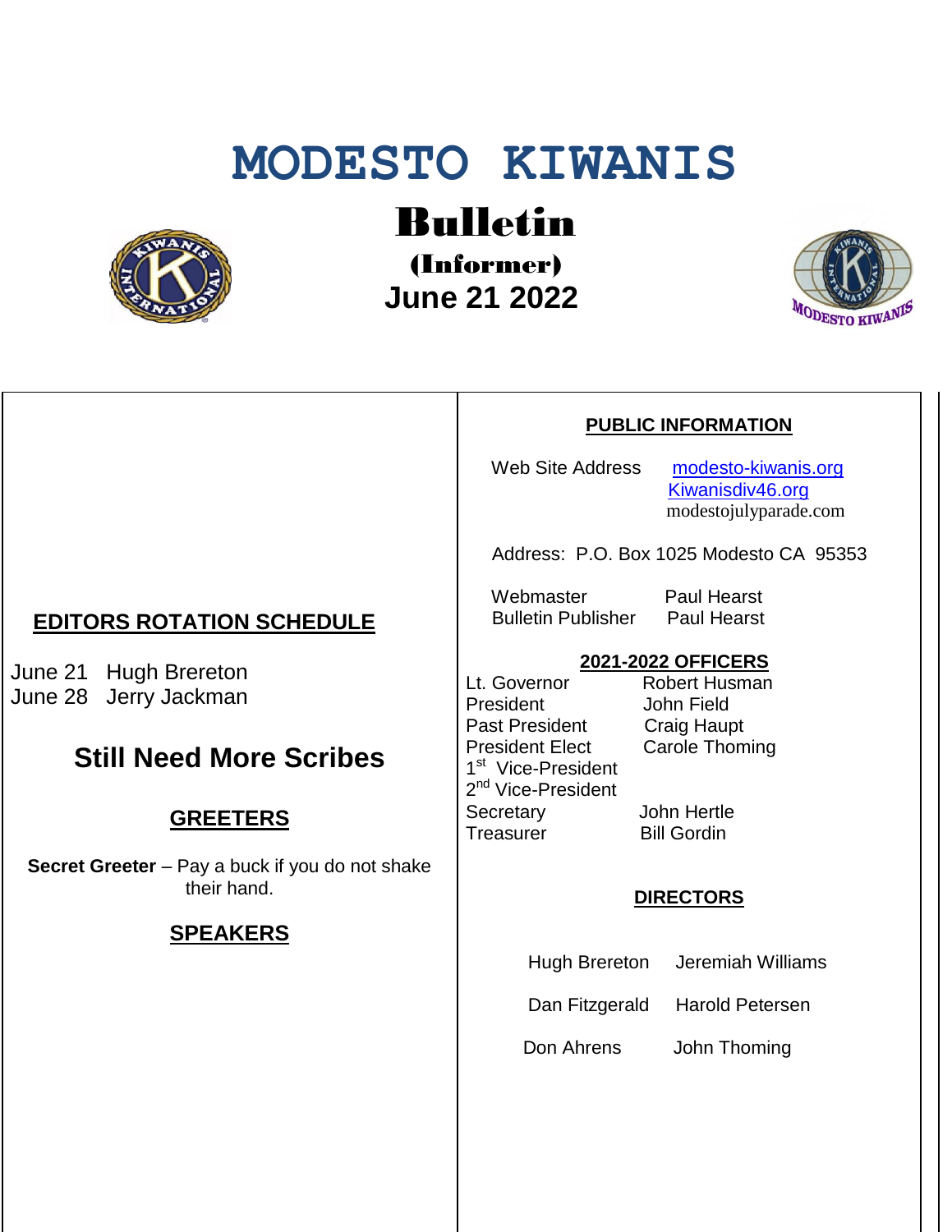# MODESTO KIWANIS

## Bulletin

### (Informer)

### June 21 2022

## EDITORS ROTATION SCHEDULE

June 21 Hugh Brereton
June 28 Jerry Jackman

## Still Need More Scribes

## GREETERS

**Secret Greeter** – Pay a buck if you do not shake their hand.

## SPEAKERS

## PUBLIC INFORMATION

Web Site Address modesto-kiwanis.org
Kiwanisdiv46.org
modestojulyparade.com

Address: P.O. Box 1025 Modesto CA 95353

Webmaster Paul Hearst
Bulletin Publisher Paul Hearst

## 2021-2022 OFFICERS

| | |
|---|---|
| Lt. Governor | Robert Husman |
| President | John Field |
| Past President | Craig Haupt |
| President Elect | Carole Thoming |
| 1st Vice-President | |
| 2nd Vice-President | |
| Secretary | John Hertle |
| Treasurer | Bill Gordin |

## DIRECTORS

| | |
|---|---|
| Hugh Brereton | Jeremiah Williams |
| Dan Fitzgerald | Harold Petersen |
| Don Ahrens | John Thoming |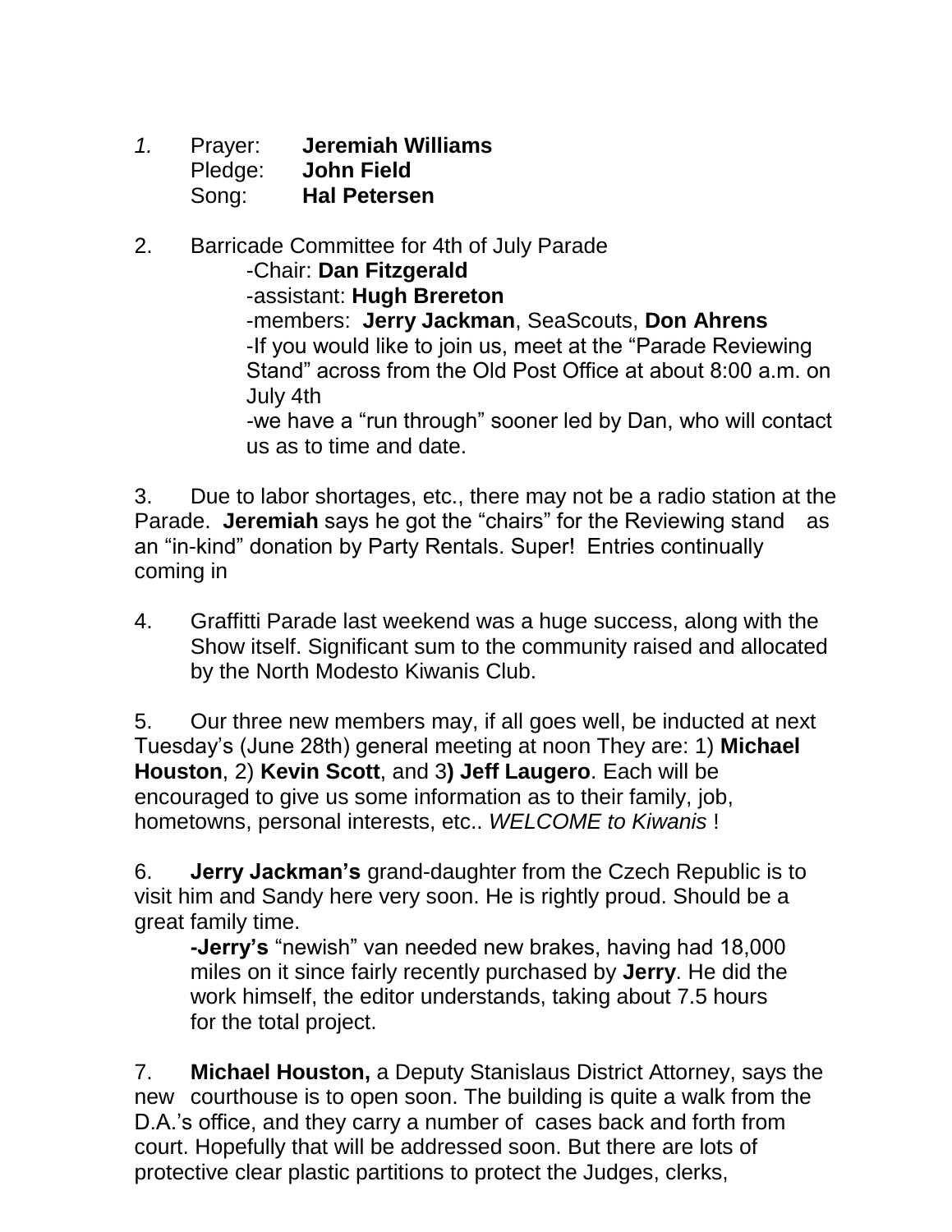*1.* Prayer: **Jeremiah Williams**
Pledge: **John Field**
Song: **Hal Petersen**

2. Barricade Committee for 4th of July Parade
   - -Chair: **Dan Fitzgerald**
   - -assistant: **Hugh Brereton**
   - -members: **Jerry Jackman**, SeaScouts, **Don Ahrens**
   - -If you would like to join us, meet at the "Parade Reviewing Stand" across from the Old Post Office at about 8:00 a.m. on July 4th
   - -we have a "run through" sooner led by Dan, who will contact us as to time and date.

3. Due to labor shortages, etc., there may not be a radio station at the Parade. **Jeremiah** says he got the "chairs" for the Reviewing stand as an "in-kind" donation by Party Rentals. Super! Entries continually coming in

4. Graffitti Parade last weekend was a huge success, along with the Show itself. Significant sum to the community raised and allocated by the North Modesto Kiwanis Club.

5. Our three new members may, if all goes well, be inducted at next Tuesday's (June 28th) general meeting at noon They are: 1) **Michael Houston**, 2) **Kevin Scott**, and 3**) Jeff Laugero**. Each will be encouraged to give us some information as to their family, job, hometowns, personal interests, etc.. *WELCOME to Kiwanis* !

6. **Jerry Jackman's** grand-daughter from the Czech Republic is to visit him and Sandy here very soon. He is rightly proud. Should be a great family time.

   **-Jerry's** "newish" van needed new brakes, having had 18,000 miles on it since fairly recently purchased by **Jerry**. He did the work himself, the editor understands, taking about 7.5 hours for the total project.

7. **Michael Houston,** a Deputy Stanislaus District Attorney, says the new courthouse is to open soon. The building is quite a walk from the D.A.'s office, and they carry a number of cases back and forth from court. Hopefully that will be addressed soon. But there are lots of protective clear plastic partitions to protect the Judges, clerks,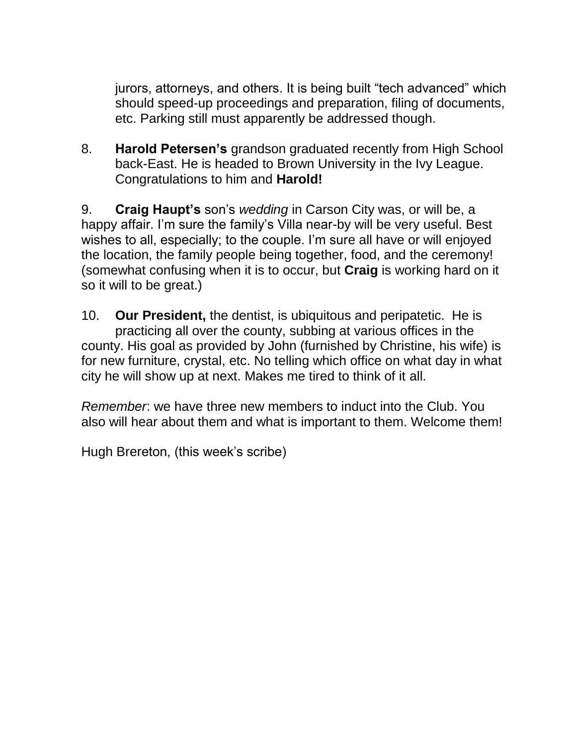jurors, attorneys, and others. It is being built "tech advanced" which should speed-up proceedings and preparation, filing of documents, etc. Parking still must apparently be addressed though.

8. **Harold Petersen's** grandson graduated recently from High School back-East. He is headed to Brown University in the Ivy League. Congratulations to him and **Harold!**

9. **Craig Haupt's** son's *wedding* in Carson City was, or will be, a happy affair. I'm sure the family's Villa near-by will be very useful. Best wishes to all, especially; to the couple. I'm sure all have or will enjoyed the location, the family people being together, food, and the ceremony! (somewhat confusing when it is to occur, but **Craig** is working hard on it so it will to be great.)

10. **Our President,** the dentist, is ubiquitous and peripatetic. He is practicing all over the county, subbing at various offices in the county. His goal as provided by John (furnished by Christine, his wife) is for new furniture, crystal, etc. No telling which office on what day in what city he will show up at next. Makes me tired to think of it all.

*Remember*: we have three new members to induct into the Club. You also will hear about them and what is important to them. Welcome them!

Hugh Brereton, (this week's scribe)